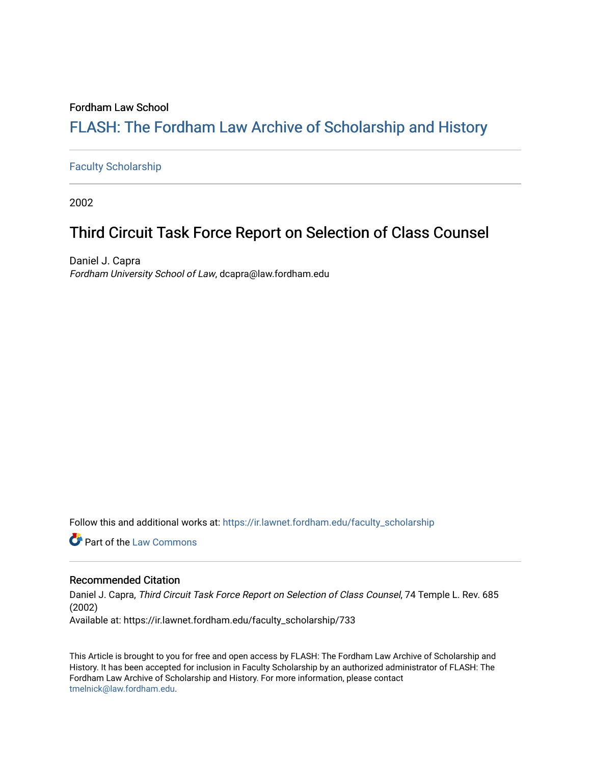Fordham Law School

# FLASH: The Fordham Law Archive of Scholarship and History

Faculty Scholarship

2002

## Third Circuit Task Force Report on Selection of Class Counsel

Daniel J. Capra
*Fordham University School of Law*, dcapra@law.fordham.edu

Follow this and additional works at: https://ir.lawnet.fordham.edu/faculty_scholarship

Part of the Law Commons

### Recommended Citation

Daniel J. Capra, *Third Circuit Task Force Report on Selection of Class Counsel*, 74 Temple L. Rev. 685 (2002)
Available at: https://ir.lawnet.fordham.edu/faculty_scholarship/733

This Article is brought to you for free and open access by FLASH: The Fordham Law Archive of Scholarship and History. It has been accepted for inclusion in Faculty Scholarship by an authorized administrator of FLASH: The Fordham Law Archive of Scholarship and History. For more information, please contact tmelnick@law.fordham.edu.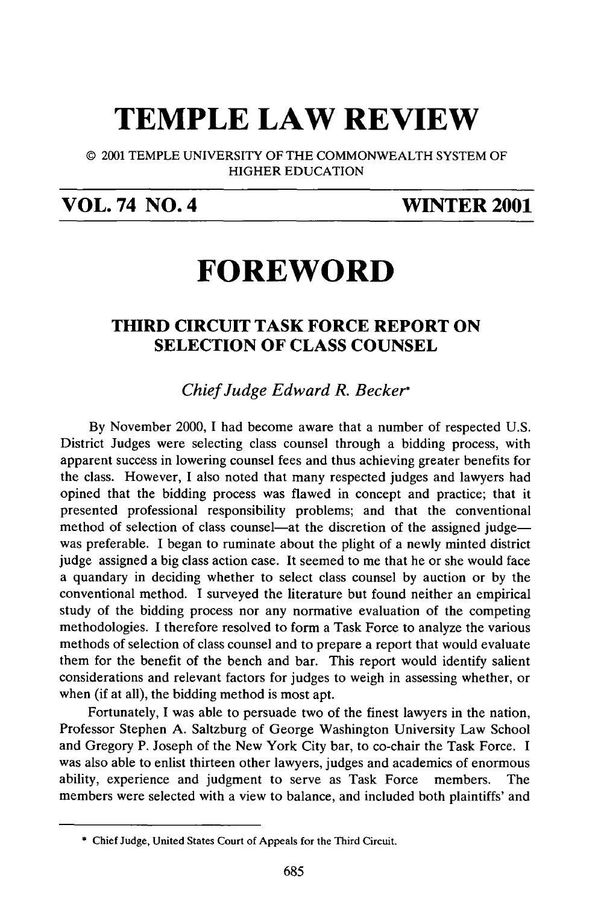# TEMPLE LAW REVIEW

© 2001 TEMPLE UNIVERSITY OF THE COMMONWEALTH SYSTEM OF HIGHER EDUCATION

**VOL. 74 NO. 4** **WINTER 2001**

# FOREWORD

## THIRD CIRCUIT TASK FORCE REPORT ON SELECTION OF CLASS COUNSEL

*Chief Judge Edward R. Becker**

By November 2000, I had become aware that a number of respected U.S. District Judges were selecting class counsel through a bidding process, with apparent success in lowering counsel fees and thus achieving greater benefits for the class. However, I also noted that many respected judges and lawyers had opined that the bidding process was flawed in concept and practice; that it presented professional responsibility problems; and that the conventional method of selection of class counsel—at the discretion of the assigned judge—was preferable. I began to ruminate about the plight of a newly minted district judge assigned a big class action case. It seemed to me that he or she would face a quandary in deciding whether to select class counsel by auction or by the conventional method. I surveyed the literature but found neither an empirical study of the bidding process nor any normative evaluation of the competing methodologies. I therefore resolved to form a Task Force to analyze the various methods of selection of class counsel and to prepare a report that would evaluate them for the benefit of the bench and bar. This report would identify salient considerations and relevant factors for judges to weigh in assessing whether, or when (if at all), the bidding method is most apt.

Fortunately, I was able to persuade two of the finest lawyers in the nation, Professor Stephen A. Saltzburg of George Washington University Law School and Gregory P. Joseph of the New York City bar, to co-chair the Task Force. I was also able to enlist thirteen other lawyers, judges and academics of enormous ability, experience and judgment to serve as Task Force members. The members were selected with a view to balance, and included both plaintiffs' and

---

\* Chief Judge, United States Court of Appeals for the Third Circuit.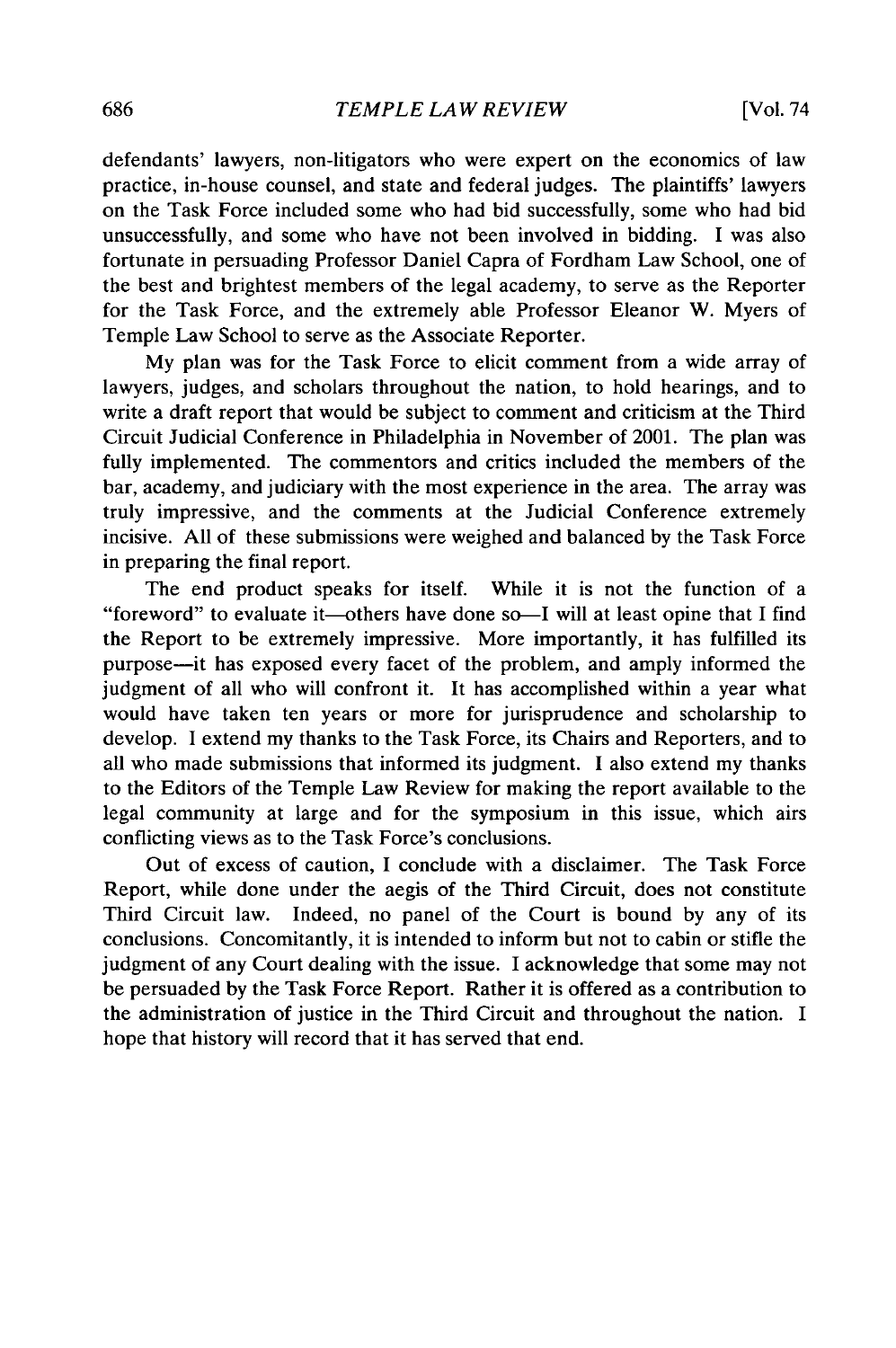defendants' lawyers, non-litigators who were expert on the economics of law practice, in-house counsel, and state and federal judges. The plaintiffs' lawyers on the Task Force included some who had bid successfully, some who had bid unsuccessfully, and some who have not been involved in bidding. I was also fortunate in persuading Professor Daniel Capra of Fordham Law School, one of the best and brightest members of the legal academy, to serve as the Reporter for the Task Force, and the extremely able Professor Eleanor W. Myers of Temple Law School to serve as the Associate Reporter.

My plan was for the Task Force to elicit comment from a wide array of lawyers, judges, and scholars throughout the nation, to hold hearings, and to write a draft report that would be subject to comment and criticism at the Third Circuit Judicial Conference in Philadelphia in November of 2001. The plan was fully implemented. The commentors and critics included the members of the bar, academy, and judiciary with the most experience in the area. The array was truly impressive, and the comments at the Judicial Conference extremely incisive. All of these submissions were weighed and balanced by the Task Force in preparing the final report.

The end product speaks for itself. While it is not the function of a "foreword" to evaluate it—others have done so—I will at least opine that I find the Report to be extremely impressive. More importantly, it has fulfilled its purpose—it has exposed every facet of the problem, and amply informed the judgment of all who will confront it. It has accomplished within a year what would have taken ten years or more for jurisprudence and scholarship to develop. I extend my thanks to the Task Force, its Chairs and Reporters, and to all who made submissions that informed its judgment. I also extend my thanks to the Editors of the Temple Law Review for making the report available to the legal community at large and for the symposium in this issue, which airs conflicting views as to the Task Force's conclusions.

Out of excess of caution, I conclude with a disclaimer. The Task Force Report, while done under the aegis of the Third Circuit, does not constitute Third Circuit law. Indeed, no panel of the Court is bound by any of its conclusions. Concomitantly, it is intended to inform but not to cabin or stifle the judgment of any Court dealing with the issue. I acknowledge that some may not be persuaded by the Task Force Report. Rather it is offered as a contribution to the administration of justice in the Third Circuit and throughout the nation. I hope that history will record that it has served that end.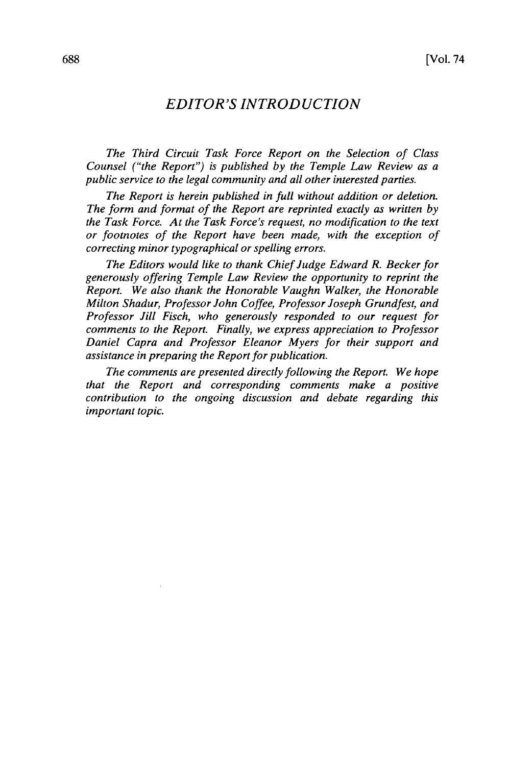## *EDITOR'S INTRODUCTION*

*The Third Circuit Task Force Report on the Selection of Class Counsel ("the Report") is published by the Temple Law Review as a public service to the legal community and all other interested parties.*

*The Report is herein published in full without addition or deletion. The form and format of the Report are reprinted exactly as written by the Task Force. At the Task Force's request, no modification to the text or footnotes of the Report have been made, with the exception of correcting minor typographical or spelling errors.*

*The Editors would like to thank Chief Judge Edward R. Becker for generously offering Temple Law Review the opportunity to reprint the Report. We also thank the Honorable Vaughn Walker, the Honorable Milton Shadur, Professor John Coffee, Professor Joseph Grundfest, and Professor Jill Fisch, who generously responded to our request for comments to the Report. Finally, we express appreciation to Professor Daniel Capra and Professor Eleanor Myers for their support and assistance in preparing the Report for publication.*

*The comments are presented directly following the Report. We hope that the Report and corresponding comments make a positive contribution to the ongoing discussion and debate regarding this important topic.*